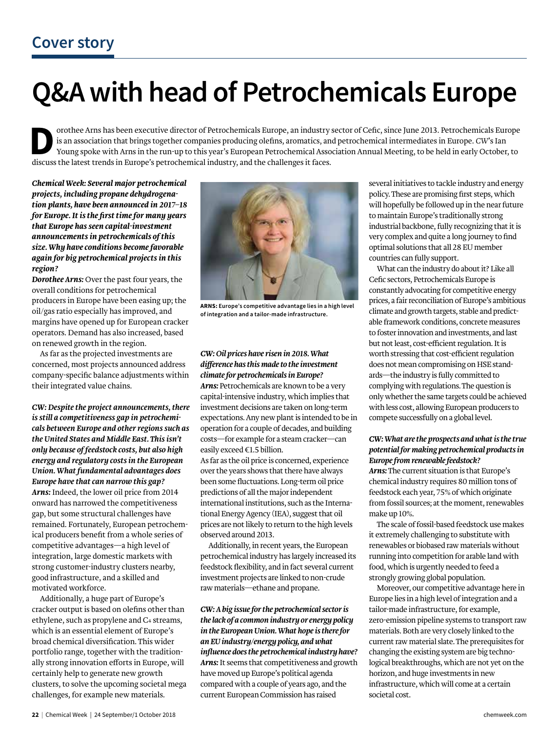# Q&A with head of Petrochemicals Europe

Dorothee Arns has been executive director of Petrochemicals Europe, an industry sector of Cefic, since June 2013. Petrochemicals Europe is an association that brings together companies producing olefins, aromatics, and petrochemical intermediates in Europe. *CW*'s Ian Young spoke with Arns in the run-up to this year's European Petrochemical Association Annual Meeting, to be held in early October, to discuss the latest trends in Europe's petrochemical industry, and the challenges it faces.

***Chemical Week: Several major petrochemical projects, including propane dehydrogenation plants, have been announced in 2017–18 for Europe. It is the first time for many years that Europe has seen capital-investment announcements in petrochemicals of this size. Why have conditions become favorable again for big petrochemical projects in this region?***

***Dorothee Arns:*** Over the past four years, the overall conditions for petrochemical producers in Europe have been easing up; the oil/gas ratio especially has improved, and margins have opened up for European cracker operators. Demand has also increased, based on renewed growth in the region.

As far as the projected investments are concerned, most projects announced address company-specific balance adjustments within their integrated value chains.

***CW: Despite the project announcements, there is still a competitiveness gap in petrochemicals between Europe and other regions such as the United States and Middle East. This isn't only because of feedstock costs, but also high energy and regulatory costs in the European Union. What fundamental advantages does Europe have that can narrow this gap?***

***Arns:*** Indeed, the lower oil price from 2014 onward has narrowed the competitiveness gap, but some structural challenges have remained. Fortunately, European petrochemical producers benefit from a whole series of competitive advantages—a high level of integration, large domestic markets with strong customer-industry clusters nearby, good infrastructure, and a skilled and motivated workforce.

Additionally, a huge part of Europe's cracker output is based on olefins other than ethylene, such as propylene and $C_4$ streams, which is an essential element of Europe's broad chemical diversification. This wider portfolio range, together with the traditionally strong innovation efforts in Europe, will certainly help to generate new growth clusters, to solve the upcoming societal mega challenges, for example new materials.

**ARNS:** Europe's competitive advantage lies in a high level of integration and a tailor-made infrastructure.

***CW: Oil prices have risen in 2018. What difference has this made to the investment climate for petrochemicals in Europe?***

***Arns:*** Petrochemicals are known to be a very capital-intensive industry, which implies that investment decisions are taken on long-term expectations. Any new plant is intended to be in operation for a couple of decades, and building costs—for example for a steam cracker—can easily exceed €1.5 billion.

As far as the oil price is concerned, experience over the years shows that there have always been some fluctuations. Long-term oil price predictions of all the major independent international institutions, such as the International Energy Agency (IEA), suggest that oil prices are not likely to return to the high levels observed around 2013.

Additionally, in recent years, the European petrochemical industry has largely increased its feedstock flexibility, and in fact several current investment projects are linked to non-crude raw materials—ethane and propane.

***CW: A big issue for the petrochemical sector is the lack of a common industry or energy policy in the European Union. What hope is there for an EU industry/energy policy, and what influence does the petrochemical industry have?***

***Arns:*** It seems that competitiveness and growth have moved up Europe's political agenda compared with a couple of years ago, and the current European Commission has raised several initiatives to tackle industry and energy policy. These are promising first steps, which will hopefully be followed up in the near future to maintain Europe's traditionally strong industrial backbone, fully recognizing that it is very complex and quite a long journey to find optimal solutions that all 28 EU member countries can fully support.

What can the industry do about it? Like all Cefic sectors, Petrochemicals Europe is constantly advocating for competitive energy prices, a fair reconciliation of Europe's ambitious climate and growth targets, stable and predictable framework conditions, concrete measures to foster innovation and investments, and last but not least, cost-efficient regulation. It is worth stressing that cost-efficient regulation does not mean compromising on HSE standards—the industry is fully committed to complying with regulations. The question is only whether the same targets could be achieved with less cost, allowing European producers to compete successfully on a global level.

***CW: What are the prospects and what is the true potential for making petrochemical products in Europe from renewable feedstock?***

***Arns:*** The current situation is that Europe's chemical industry requires 80 million tons of feedstock each year, 75% of which originate from fossil sources; at the moment, renewables make up 10%.

The scale of fossil-based feedstock use makes it extremely challenging to substitute with renewables or biobased raw materials without running into competition for arable land with food, which is urgently needed to feed a strongly growing global population.

Moreover, our competitive advantage here in Europe lies in a high level of integration and a tailor-made infrastructure, for example, zero-emission pipeline systems to transport raw materials. Both are very closely linked to the current raw material slate. The prerequisites for changing the existing system are big technological breakthroughs, which are not yet on the horizon, and huge investments in new infrastructure, which will come at a certain societal cost.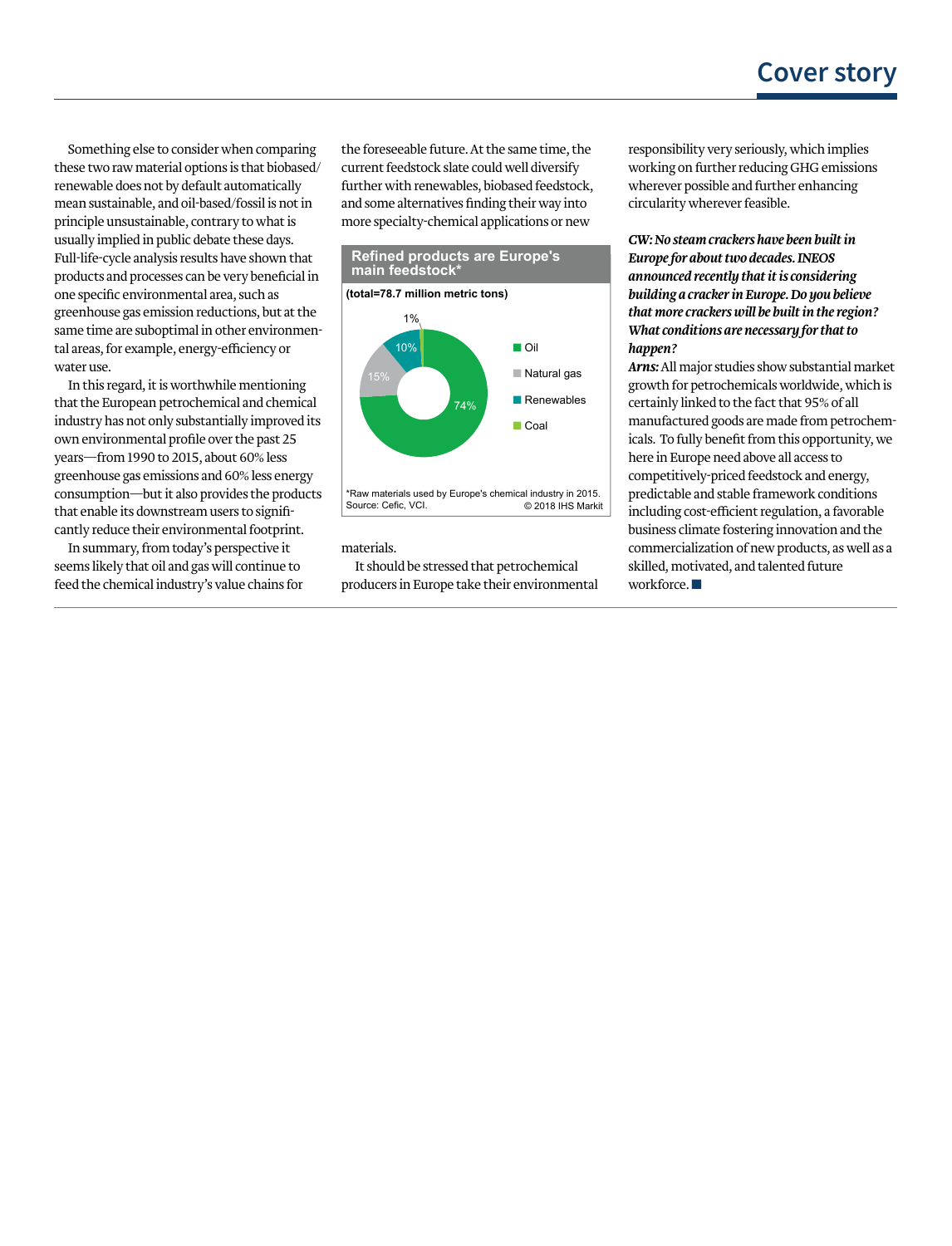Something else to consider when comparing these two raw material options is that biobased/renewable does not by default automatically mean sustainable, and oil-based/fossil is not in principle unsustainable, contrary to what is usually implied in public debate these days. Full-life-cycle analysis results have shown that products and processes can be very beneficial in one specific environmental area, such as greenhouse gas emission reductions, but at the same time are suboptimal in other environmental areas, for example, energy-efficiency or water use.

In this regard, it is worthwhile mentioning that the European petrochemical and chemical industry has not only substantially improved its own environmental profile over the past 25 years—from 1990 to 2015, about 60% less greenhouse gas emissions and 60% less energy consumption—but it also provides the products that enable its downstream users to significantly reduce their environmental footprint.

In summary, from today's perspective it seems likely that oil and gas will continue to feed the chemical industry's value chains for the foreseeable future. At the same time, the current feedstock slate could well diversify further with renewables, biobased feedstock, and some alternatives finding their way into more specialty-chemical applications or new materials.

**Refined products are Europe's main feedstock***

**(total=78.7 million metric tons)**

1%

10%

15%

74%

Oil

Natural gas

Renewables

Coal

*Raw materials used by Europe's chemical industry in 2015.
Source: Cefic, VCI. © 2018 IHS Markit

It should be stressed that petrochemical producers in Europe take their environmental responsibility very seriously, which implies working on further reducing GHG emissions wherever possible and further enhancing circularity wherever feasible.

***CW: No steam crackers have been built in Europe for about two decades. INEOS announced recently that it is considering building a cracker in Europe. Do you believe that more crackers will be built in the region? What conditions are necessary for that to happen?***

***Arns:*** All major studies show substantial market growth for petrochemicals worldwide, which is certainly linked to the fact that 95% of all manufactured goods are made from petrochemicals. To fully benefit from this opportunity, we here in Europe need above all access to competitively-priced feedstock and energy, predictable and stable framework conditions including cost-efficient regulation, a favorable business climate fostering innovation and the commercialization of new products, as well as a skilled, motivated, and talented future workforce. ■